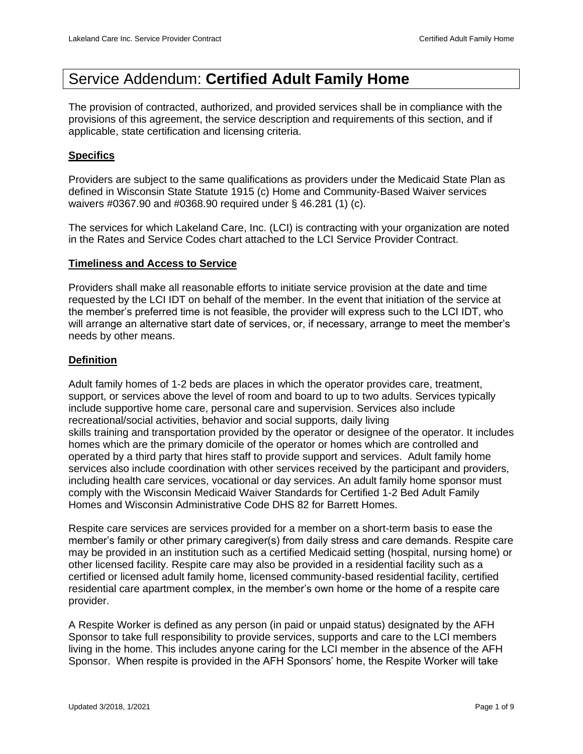# Service Addendum: **Certified Adult Family Home**

The provision of contracted, authorized, and provided services shall be in compliance with the provisions of this agreement, the service description and requirements of this section, and if applicable, state certification and licensing criteria.

## **Specifics**

Providers are subject to the same qualifications as providers under the Medicaid State Plan as defined in Wisconsin State Statute 1915 (c) Home and Community-Based Waiver services waivers #0367.90 and #0368.90 required under § 46.281 (1) (c).

The services for which Lakeland Care, Inc. (LCI) is contracting with your organization are noted in the Rates and Service Codes chart attached to the LCI Service Provider Contract.

## **Timeliness and Access to Service**

Providers shall make all reasonable efforts to initiate service provision at the date and time requested by the LCI IDT on behalf of the member. In the event that initiation of the service at the member's preferred time is not feasible, the provider will express such to the LCI IDT, who will arrange an alternative start date of services, or, if necessary, arrange to meet the member's needs by other means.

## **Definition**

Adult family homes of 1-2 beds are places in which the operator provides care, treatment, support, or services above the level of room and board to up to two adults. Services typically include supportive home care, personal care and supervision. Services also include recreational/social activities, behavior and social supports, daily living skills training and transportation provided by the operator or designee of the operator. It includes homes which are the primary domicile of the operator or homes which are controlled and operated by a third party that hires staff to provide support and services. Adult family home services also include coordination with other services received by the participant and providers, including health care services, vocational or day services. An adult family home sponsor must comply with the Wisconsin Medicaid Waiver Standards for Certified 1-2 Bed Adult Family Homes and Wisconsin Administrative Code DHS 82 for Barrett Homes.

Respite care services are services provided for a member on a short-term basis to ease the member's family or other primary caregiver(s) from daily stress and care demands. Respite care may be provided in an institution such as a certified Medicaid setting (hospital, nursing home) or other licensed facility. Respite care may also be provided in a residential facility such as a certified or licensed adult family home, licensed community-based residential facility, certified residential care apartment complex, in the member's own home or the home of a respite care provider.

A Respite Worker is defined as any person (in paid or unpaid status) designated by the AFH Sponsor to take full responsibility to provide services, supports and care to the LCI members living in the home. This includes anyone caring for the LCI member in the absence of the AFH Sponsor. When respite is provided in the AFH Sponsors' home, the Respite Worker will take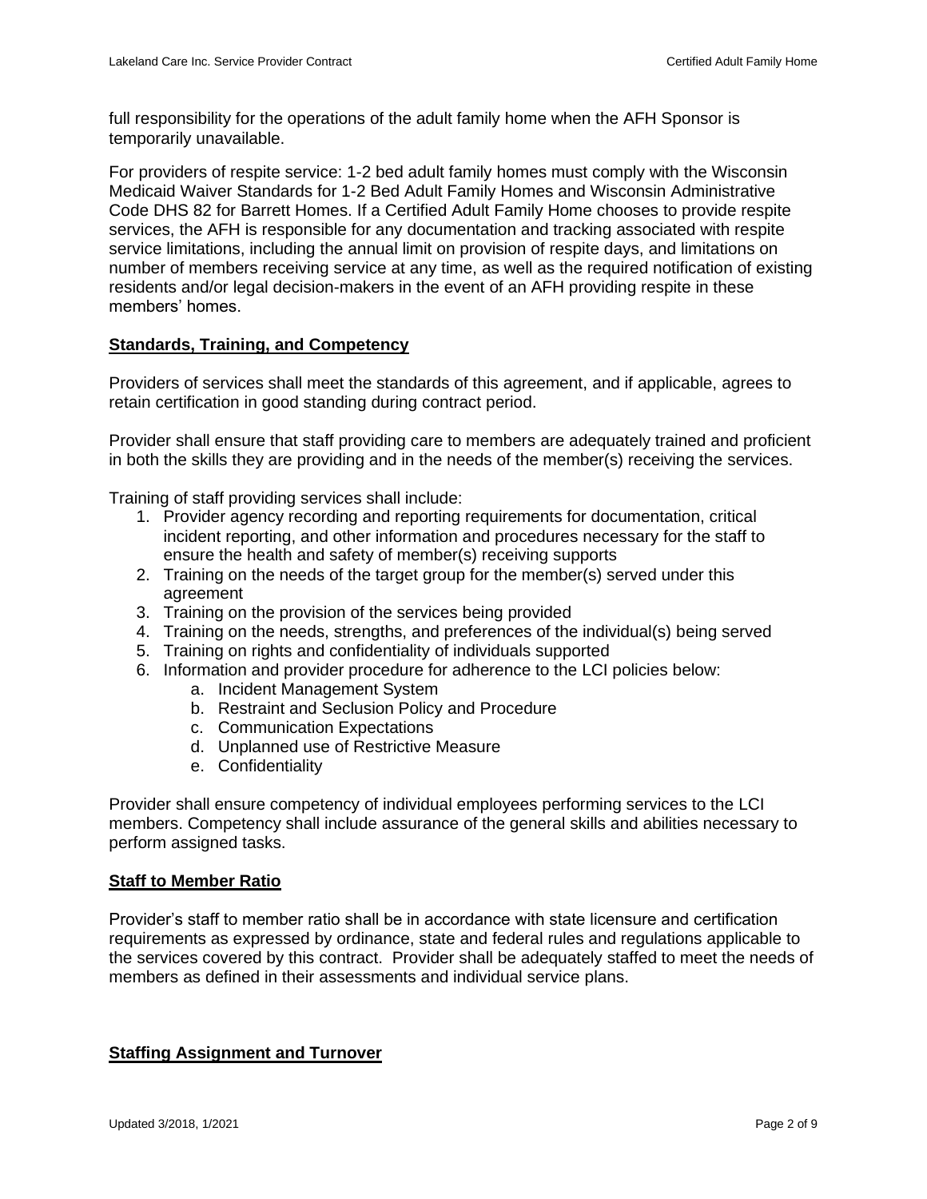full responsibility for the operations of the adult family home when the AFH Sponsor is temporarily unavailable.

For providers of respite service: 1-2 bed adult family homes must comply with the Wisconsin Medicaid Waiver Standards for 1-2 Bed Adult Family Homes and Wisconsin Administrative Code DHS 82 for Barrett Homes. If a Certified Adult Family Home chooses to provide respite services, the AFH is responsible for any documentation and tracking associated with respite service limitations, including the annual limit on provision of respite days, and limitations on number of members receiving service at any time, as well as the required notification of existing residents and/or legal decision-makers in the event of an AFH providing respite in these members' homes.

## Standards, Training, and Competency

Providers of services shall meet the standards of this agreement, and if applicable, agrees to retain certification in good standing during contract period.

Provider shall ensure that staff providing care to members are adequately trained and proficient in both the skills they are providing and in the needs of the member(s) receiving the services.

Training of staff providing services shall include:

1. Provider agency recording and reporting requirements for documentation, critical incident reporting, and other information and procedures necessary for the staff to ensure the health and safety of member(s) receiving supports
2. Training on the needs of the target group for the member(s) served under this agreement
3. Training on the provision of the services being provided
4. Training on the needs, strengths, and preferences of the individual(s) being served
5. Training on rights and confidentiality of individuals supported
6. Information and provider procedure for adherence to the LCI policies below:
    a. Incident Management System
    b. Restraint and Seclusion Policy and Procedure
    c. Communication Expectations
    d. Unplanned use of Restrictive Measure
    e. Confidentiality

Provider shall ensure competency of individual employees performing services to the LCI members. Competency shall include assurance of the general skills and abilities necessary to perform assigned tasks.

## Staff to Member Ratio

Provider's staff to member ratio shall be in accordance with state licensure and certification requirements as expressed by ordinance, state and federal rules and regulations applicable to the services covered by this contract. Provider shall be adequately staffed to meet the needs of members as defined in their assessments and individual service plans.

## Staffing Assignment and Turnover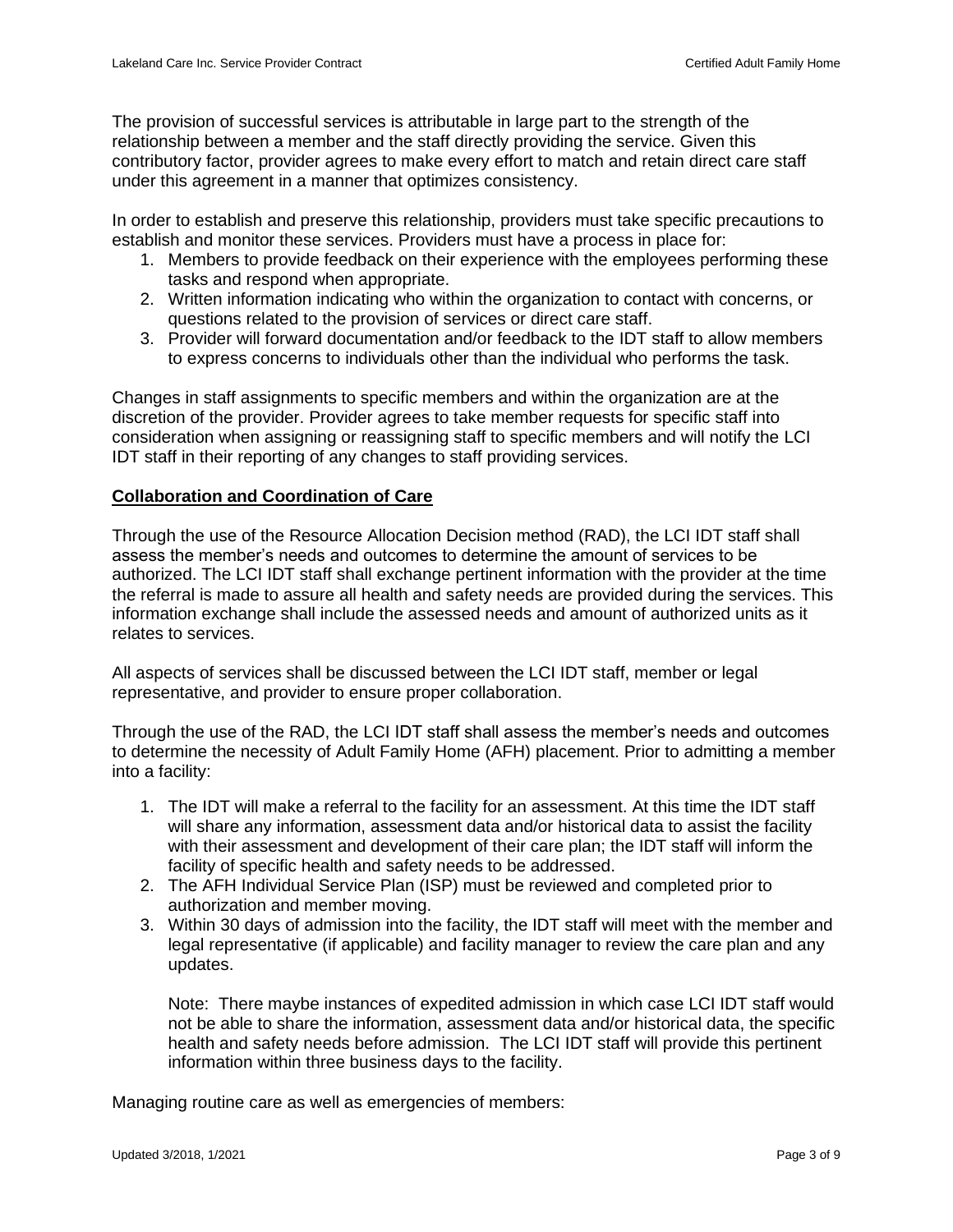The provision of successful services is attributable in large part to the strength of the relationship between a member and the staff directly providing the service. Given this contributory factor, provider agrees to make every effort to match and retain direct care staff under this agreement in a manner that optimizes consistency.

In order to establish and preserve this relationship, providers must take specific precautions to establish and monitor these services. Providers must have a process in place for:

1. Members to provide feedback on their experience with the employees performing these tasks and respond when appropriate.
2. Written information indicating who within the organization to contact with concerns, or questions related to the provision of services or direct care staff.
3. Provider will forward documentation and/or feedback to the IDT staff to allow members to express concerns to individuals other than the individual who performs the task.

Changes in staff assignments to specific members and within the organization are at the discretion of the provider. Provider agrees to take member requests for specific staff into consideration when assigning or reassigning staff to specific members and will notify the LCI IDT staff in their reporting of any changes to staff providing services.

**Collaboration and Coordination of Care**

Through the use of the Resource Allocation Decision method (RAD), the LCI IDT staff shall assess the member's needs and outcomes to determine the amount of services to be authorized. The LCI IDT staff shall exchange pertinent information with the provider at the time the referral is made to assure all health and safety needs are provided during the services. This information exchange shall include the assessed needs and amount of authorized units as it relates to services.

All aspects of services shall be discussed between the LCI IDT staff, member or legal representative, and provider to ensure proper collaboration.

Through the use of the RAD, the LCI IDT staff shall assess the member's needs and outcomes to determine the necessity of Adult Family Home (AFH) placement. Prior to admitting a member into a facility:

1. The IDT will make a referral to the facility for an assessment. At this time the IDT staff will share any information, assessment data and/or historical data to assist the facility with their assessment and development of their care plan; the IDT staff will inform the facility of specific health and safety needs to be addressed.
2. The AFH Individual Service Plan (ISP) must be reviewed and completed prior to authorization and member moving.
3. Within 30 days of admission into the facility, the IDT staff will meet with the member and legal representative (if applicable) and facility manager to review the care plan and any updates.

   Note: There maybe instances of expedited admission in which case LCI IDT staff would not be able to share the information, assessment data and/or historical data, the specific health and safety needs before admission. The LCI IDT staff will provide this pertinent information within three business days to the facility.

Managing routine care as well as emergencies of members: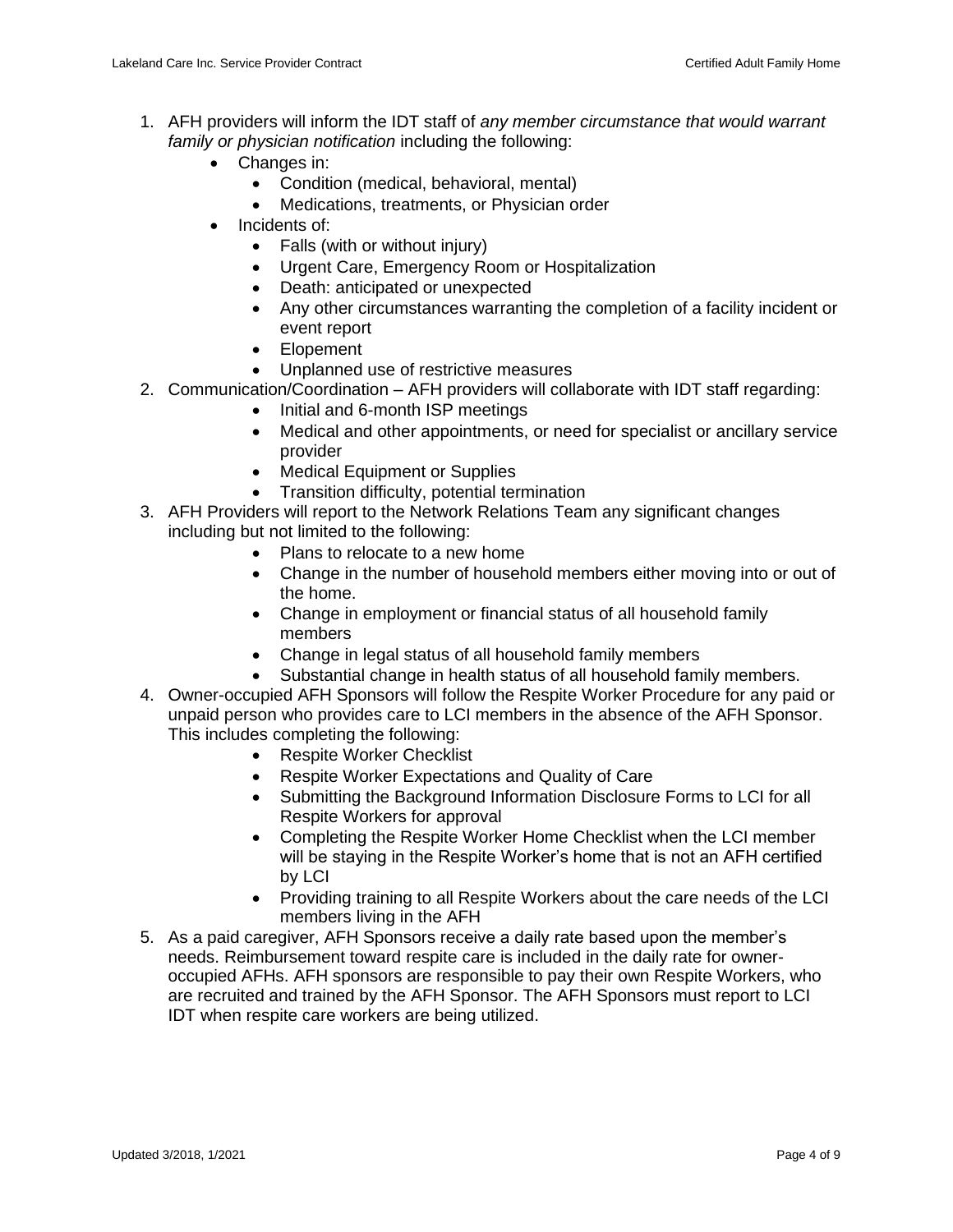1. AFH providers will inform the IDT staff of *any member circumstance that would warrant family or physician notification* including the following:
    - Changes in:
        - Condition (medical, behavioral, mental)
        - Medications, treatments, or Physician order
    - Incidents of:
        - Falls (with or without injury)
        - Urgent Care, Emergency Room or Hospitalization
        - Death: anticipated or unexpected
        - Any other circumstances warranting the completion of a facility incident or event report
        - Elopement
        - Unplanned use of restrictive measures
2. Communication/Coordination – AFH providers will collaborate with IDT staff regarding:
    - Initial and 6-month ISP meetings
    - Medical and other appointments, or need for specialist or ancillary service provider
    - Medical Equipment or Supplies
    - Transition difficulty, potential termination
3. AFH Providers will report to the Network Relations Team any significant changes including but not limited to the following:
    - Plans to relocate to a new home
    - Change in the number of household members either moving into or out of the home.
    - Change in employment or financial status of all household family members
    - Change in legal status of all household family members
    - Substantial change in health status of all household family members.
4. Owner-occupied AFH Sponsors will follow the Respite Worker Procedure for any paid or unpaid person who provides care to LCI members in the absence of the AFH Sponsor. This includes completing the following:
    - Respite Worker Checklist
    - Respite Worker Expectations and Quality of Care
    - Submitting the Background Information Disclosure Forms to LCI for all Respite Workers for approval
    - Completing the Respite Worker Home Checklist when the LCI member will be staying in the Respite Worker's home that is not an AFH certified by LCI
    - Providing training to all Respite Workers about the care needs of the LCI members living in the AFH
5. As a paid caregiver, AFH Sponsors receive a daily rate based upon the member's needs. Reimbursement toward respite care is included in the daily rate for owner-occupied AFHs. AFH sponsors are responsible to pay their own Respite Workers, who are recruited and trained by the AFH Sponsor. The AFH Sponsors must report to LCI IDT when respite care workers are being utilized.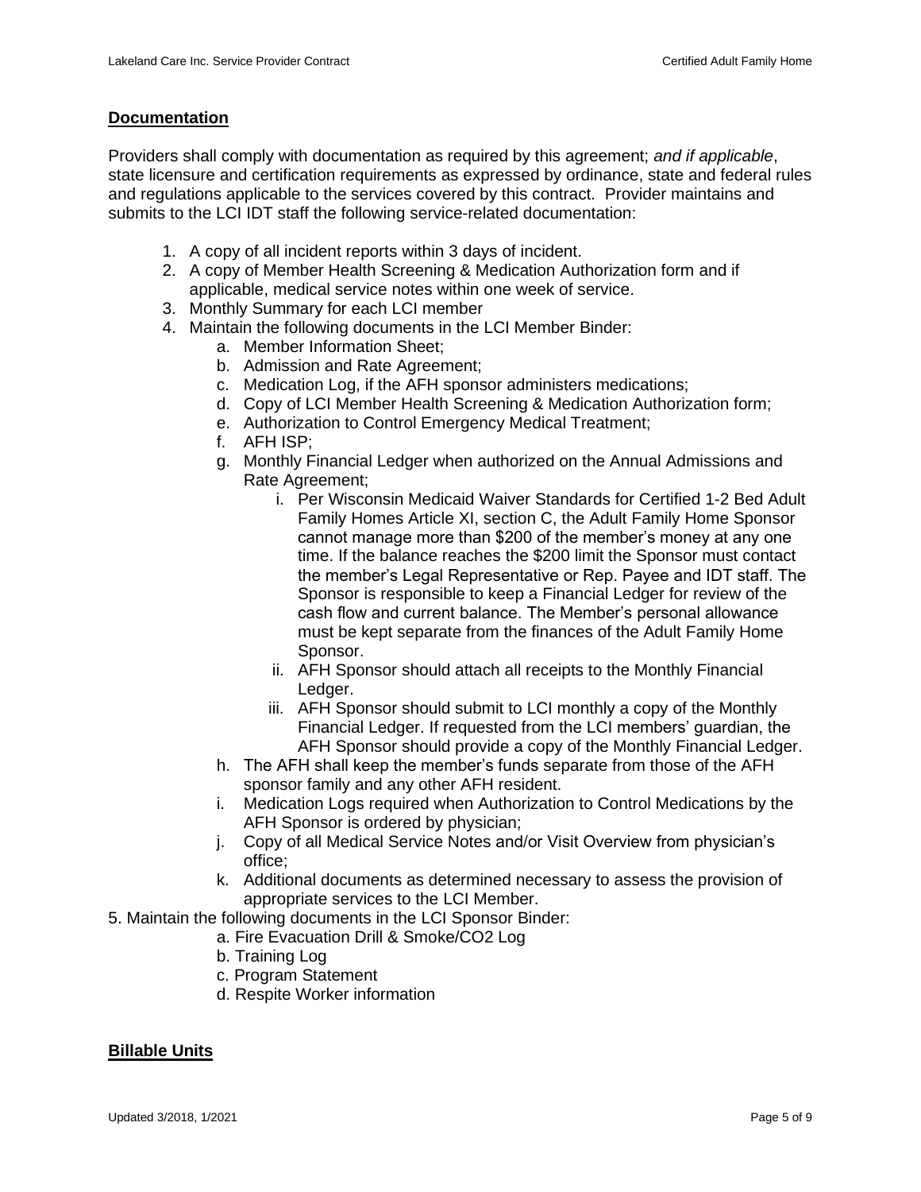## **Documentation**

Providers shall comply with documentation as required by this agreement; *and if applicable*, state licensure and certification requirements as expressed by ordinance, state and federal rules and regulations applicable to the services covered by this contract. Provider maintains and submits to the LCI IDT staff the following service-related documentation:

1. A copy of all incident reports within 3 days of incident.
2. A copy of Member Health Screening & Medication Authorization form and if applicable, medical service notes within one week of service.
3. Monthly Summary for each LCI member
4. Maintain the following documents in the LCI Member Binder:
   a. Member Information Sheet;
   b. Admission and Rate Agreement;
   c. Medication Log, if the AFH sponsor administers medications;
   d. Copy of LCI Member Health Screening & Medication Authorization form;
   e. Authorization to Control Emergency Medical Treatment;
   f. AFH ISP;
   g. Monthly Financial Ledger when authorized on the Annual Admissions and Rate Agreement;
      i. Per Wisconsin Medicaid Waiver Standards for Certified 1-2 Bed Adult Family Homes Article XI, section C, the Adult Family Home Sponsor cannot manage more than $200 of the member's money at any one time. If the balance reaches the $200 limit the Sponsor must contact the member's Legal Representative or Rep. Payee and IDT staff. The Sponsor is responsible to keep a Financial Ledger for review of the cash flow and current balance. The Member's personal allowance must be kept separate from the finances of the Adult Family Home Sponsor.
      ii. AFH Sponsor should attach all receipts to the Monthly Financial Ledger.
      iii. AFH Sponsor should submit to LCI monthly a copy of the Monthly Financial Ledger. If requested from the LCI members' guardian, the AFH Sponsor should provide a copy of the Monthly Financial Ledger.
   h. The AFH shall keep the member's funds separate from those of the AFH sponsor family and any other AFH resident.
   i. Medication Logs required when Authorization to Control Medications by the AFH Sponsor is ordered by physician;
   j. Copy of all Medical Service Notes and/or Visit Overview from physician's office;
   k. Additional documents as determined necessary to assess the provision of appropriate services to the LCI Member.
5. Maintain the following documents in the LCI Sponsor Binder:
   a. Fire Evacuation Drill & Smoke/CO2 Log
   b. Training Log
   c. Program Statement
   d. Respite Worker information

## **Billable Units**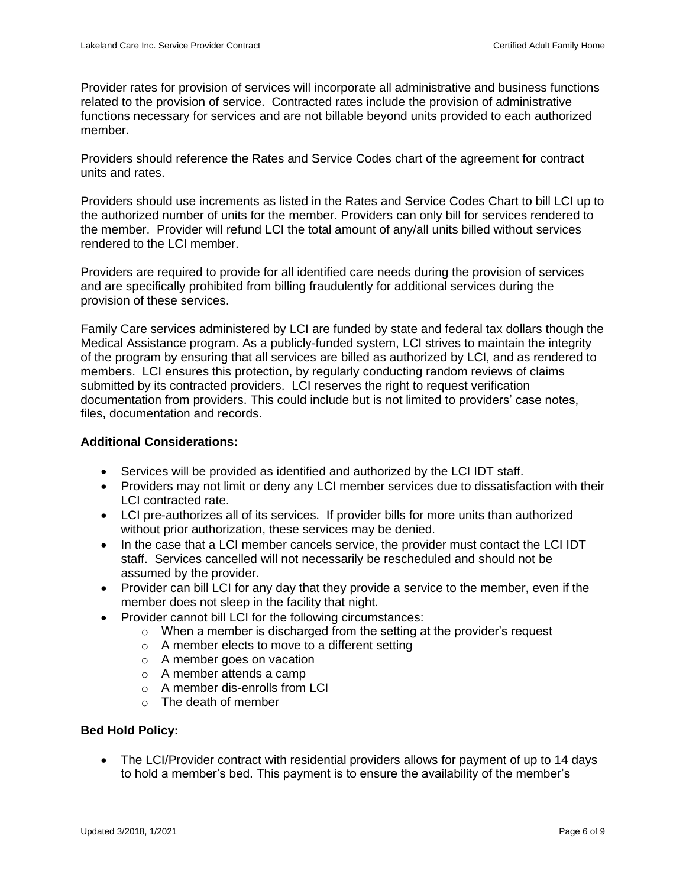Provider rates for provision of services will incorporate all administrative and business functions related to the provision of service. Contracted rates include the provision of administrative functions necessary for services and are not billable beyond units provided to each authorized member.

Providers should reference the Rates and Service Codes chart of the agreement for contract units and rates.

Providers should use increments as listed in the Rates and Service Codes Chart to bill LCI up to the authorized number of units for the member. Providers can only bill for services rendered to the member. Provider will refund LCI the total amount of any/all units billed without services rendered to the LCI member.

Providers are required to provide for all identified care needs during the provision of services and are specifically prohibited from billing fraudulently for additional services during the provision of these services.

Family Care services administered by LCI are funded by state and federal tax dollars though the Medical Assistance program. As a publicly-funded system, LCI strives to maintain the integrity of the program by ensuring that all services are billed as authorized by LCI, and as rendered to members. LCI ensures this protection, by regularly conducting random reviews of claims submitted by its contracted providers. LCI reserves the right to request verification documentation from providers. This could include but is not limited to providers' case notes, files, documentation and records.

**Additional Considerations:**

- Services will be provided as identified and authorized by the LCI IDT staff.
- Providers may not limit or deny any LCI member services due to dissatisfaction with their LCI contracted rate.
- LCI pre-authorizes all of its services. If provider bills for more units than authorized without prior authorization, these services may be denied.
- In the case that a LCI member cancels service, the provider must contact the LCI IDT staff. Services cancelled will not necessarily be rescheduled and should not be assumed by the provider.
- Provider can bill LCI for any day that they provide a service to the member, even if the member does not sleep in the facility that night.
- Provider cannot bill LCI for the following circumstances:
  - When a member is discharged from the setting at the provider's request
  - A member elects to move to a different setting
  - A member goes on vacation
  - A member attends a camp
  - A member dis-enrolls from LCI
  - The death of member

**Bed Hold Policy:**

- The LCI/Provider contract with residential providers allows for payment of up to 14 days to hold a member's bed. This payment is to ensure the availability of the member's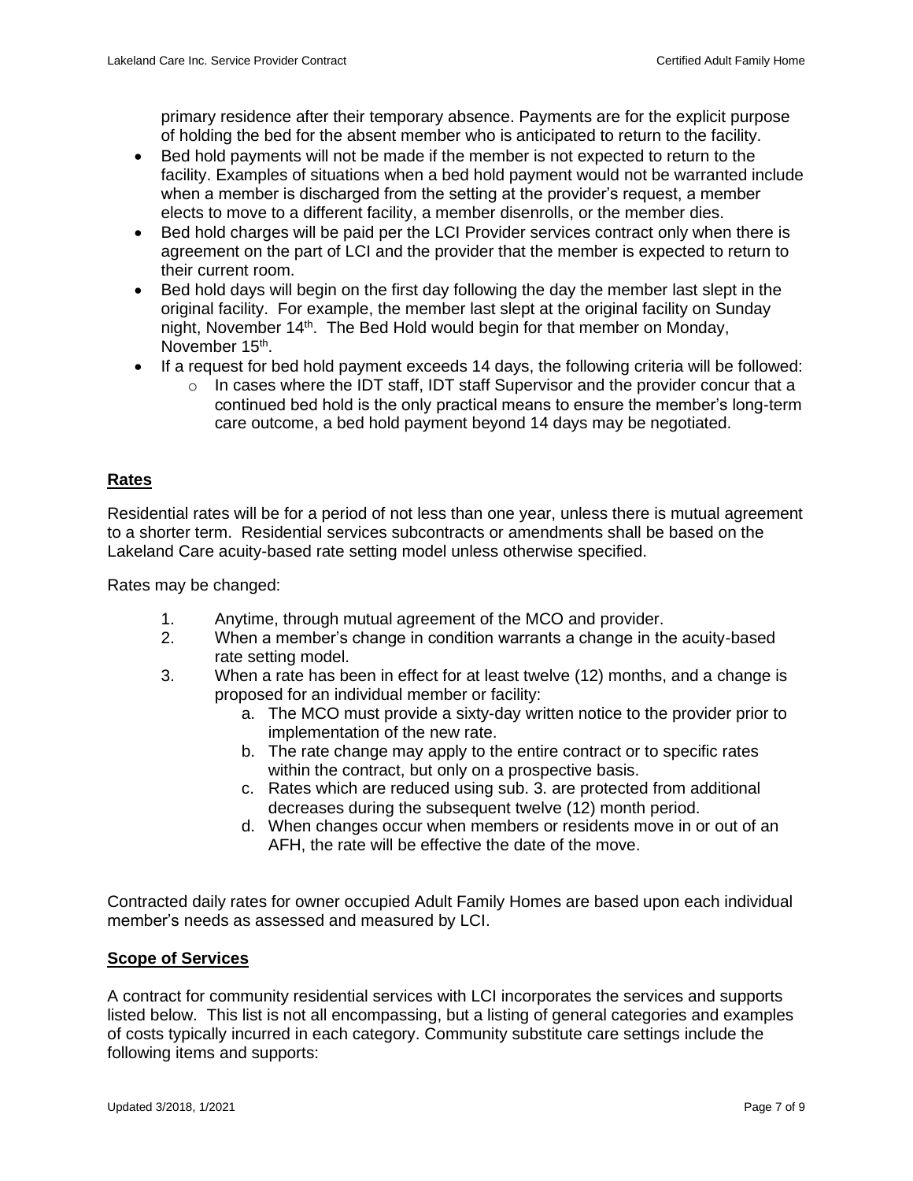primary residence after their temporary absence. Payments are for the explicit purpose of holding the bed for the absent member who is anticipated to return to the facility.

- Bed hold payments will not be made if the member is not expected to return to the facility. Examples of situations when a bed hold payment would not be warranted include when a member is discharged from the setting at the provider's request, a member elects to move to a different facility, a member disenrolls, or the member dies.
- Bed hold charges will be paid per the LCI Provider services contract only when there is agreement on the part of LCI and the provider that the member is expected to return to their current room.
- Bed hold days will begin on the first day following the day the member last slept in the original facility. For example, the member last slept at the original facility on Sunday night, November 14th. The Bed Hold would begin for that member on Monday, November 15th.
- If a request for bed hold payment exceeds 14 days, the following criteria will be followed:
    - In cases where the IDT staff, IDT staff Supervisor and the provider concur that a continued bed hold is the only practical means to ensure the member's long-term care outcome, a bed hold payment beyond 14 days may be negotiated.

## Rates

Residential rates will be for a period of not less than one year, unless there is mutual agreement to a shorter term. Residential services subcontracts or amendments shall be based on the Lakeland Care acuity-based rate setting model unless otherwise specified.

Rates may be changed:

1. Anytime, through mutual agreement of the MCO and provider.
2. When a member's change in condition warrants a change in the acuity-based rate setting model.
3. When a rate has been in effect for at least twelve (12) months, and a change is proposed for an individual member or facility:
    a. The MCO must provide a sixty-day written notice to the provider prior to implementation of the new rate.
    b. The rate change may apply to the entire contract or to specific rates within the contract, but only on a prospective basis.
    c. Rates which are reduced using sub. 3. are protected from additional decreases during the subsequent twelve (12) month period.
    d. When changes occur when members or residents move in or out of an AFH, the rate will be effective the date of the move.

Contracted daily rates for owner occupied Adult Family Homes are based upon each individual member's needs as assessed and measured by LCI.

## Scope of Services

A contract for community residential services with LCI incorporates the services and supports listed below. This list is not all encompassing, but a listing of general categories and examples of costs typically incurred in each category. Community substitute care settings include the following items and supports: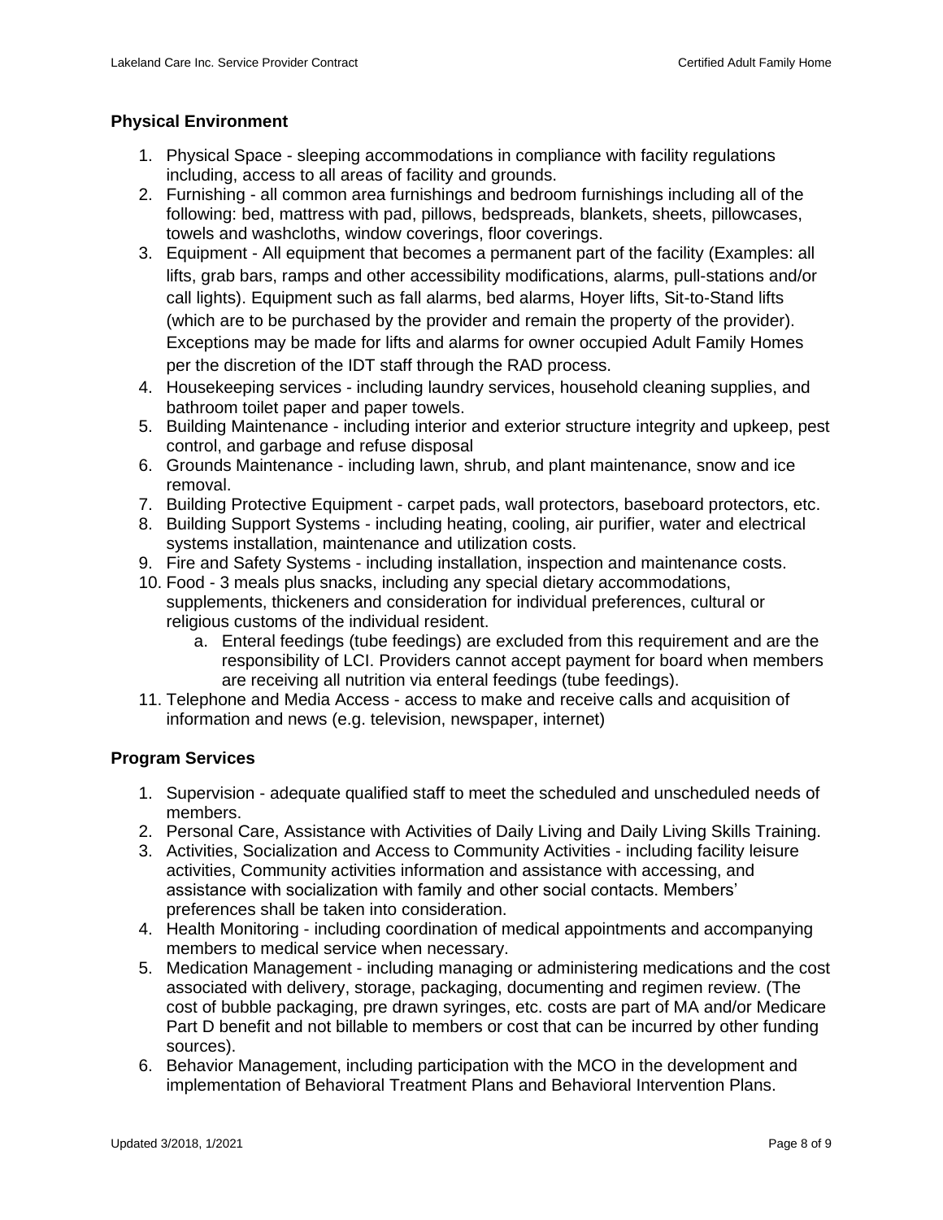**Physical Environment**

1. Physical Space - sleeping accommodations in compliance with facility regulations including, access to all areas of facility and grounds.
2. Furnishing - all common area furnishings and bedroom furnishings including all of the following: bed, mattress with pad, pillows, bedspreads, blankets, sheets, pillowcases, towels and washcloths, window coverings, floor coverings.
3. Equipment - All equipment that becomes a permanent part of the facility (Examples: all lifts, grab bars, ramps and other accessibility modifications, alarms, pull-stations and/or call lights). Equipment such as fall alarms, bed alarms, Hoyer lifts, Sit-to-Stand lifts (which are to be purchased by the provider and remain the property of the provider). Exceptions may be made for lifts and alarms for owner occupied Adult Family Homes per the discretion of the IDT staff through the RAD process.
4. Housekeeping services - including laundry services, household cleaning supplies, and bathroom toilet paper and paper towels.
5. Building Maintenance - including interior and exterior structure integrity and upkeep, pest control, and garbage and refuse disposal
6. Grounds Maintenance - including lawn, shrub, and plant maintenance, snow and ice removal.
7. Building Protective Equipment - carpet pads, wall protectors, baseboard protectors, etc.
8. Building Support Systems - including heating, cooling, air purifier, water and electrical systems installation, maintenance and utilization costs.
9. Fire and Safety Systems - including installation, inspection and maintenance costs.
10. Food - 3 meals plus snacks, including any special dietary accommodations, supplements, thickeners and consideration for individual preferences, cultural or religious customs of the individual resident.
    a. Enteral feedings (tube feedings) are excluded from this requirement and are the responsibility of LCI. Providers cannot accept payment for board when members are receiving all nutrition via enteral feedings (tube feedings).
11. Telephone and Media Access - access to make and receive calls and acquisition of information and news (e.g. television, newspaper, internet)

**Program Services**

1. Supervision - adequate qualified staff to meet the scheduled and unscheduled needs of members.
2. Personal Care, Assistance with Activities of Daily Living and Daily Living Skills Training.
3. Activities, Socialization and Access to Community Activities - including facility leisure activities, Community activities information and assistance with accessing, and assistance with socialization with family and other social contacts. Members' preferences shall be taken into consideration.
4. Health Monitoring - including coordination of medical appointments and accompanying members to medical service when necessary.
5. Medication Management - including managing or administering medications and the cost associated with delivery, storage, packaging, documenting and regimen review. (The cost of bubble packaging, pre drawn syringes, etc. costs are part of MA and/or Medicare Part D benefit and not billable to members or cost that can be incurred by other funding sources).
6. Behavior Management, including participation with the MCO in the development and implementation of Behavioral Treatment Plans and Behavioral Intervention Plans.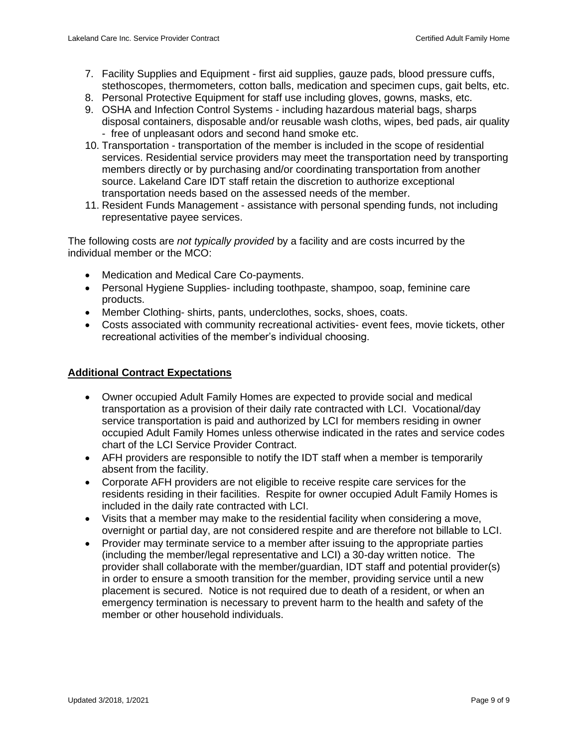7. Facility Supplies and Equipment - first aid supplies, gauze pads, blood pressure cuffs, stethoscopes, thermometers, cotton balls, medication and specimen cups, gait belts, etc.
8. Personal Protective Equipment for staff use including gloves, gowns, masks, etc.
9. OSHA and Infection Control Systems - including hazardous material bags, sharps disposal containers, disposable and/or reusable wash cloths, wipes, bed pads, air quality - free of unpleasant odors and second hand smoke etc.
10. Transportation - transportation of the member is included in the scope of residential services. Residential service providers may meet the transportation need by transporting members directly or by purchasing and/or coordinating transportation from another source. Lakeland Care IDT staff retain the discretion to authorize exceptional transportation needs based on the assessed needs of the member.
11. Resident Funds Management - assistance with personal spending funds, not including representative payee services.

The following costs are *not typically provided* by a facility and are costs incurred by the individual member or the MCO:

- Medication and Medical Care Co-payments.
- Personal Hygiene Supplies- including toothpaste, shampoo, soap, feminine care products.
- Member Clothing- shirts, pants, underclothes, socks, shoes, coats.
- Costs associated with community recreational activities- event fees, movie tickets, other recreational activities of the member's individual choosing.

## Additional Contract Expectations

- Owner occupied Adult Family Homes are expected to provide social and medical transportation as a provision of their daily rate contracted with LCI. Vocational/day service transportation is paid and authorized by LCI for members residing in owner occupied Adult Family Homes unless otherwise indicated in the rates and service codes chart of the LCI Service Provider Contract.
- AFH providers are responsible to notify the IDT staff when a member is temporarily absent from the facility.
- Corporate AFH providers are not eligible to receive respite care services for the residents residing in their facilities. Respite for owner occupied Adult Family Homes is included in the daily rate contracted with LCI.
- Visits that a member may make to the residential facility when considering a move, overnight or partial day, are not considered respite and are therefore not billable to LCI.
- Provider may terminate service to a member after issuing to the appropriate parties (including the member/legal representative and LCI) a 30-day written notice. The provider shall collaborate with the member/guardian, IDT staff and potential provider(s) in order to ensure a smooth transition for the member, providing service until a new placement is secured. Notice is not required due to death of a resident, or when an emergency termination is necessary to prevent harm to the health and safety of the member or other household individuals.

Updated 3/2018, 1/2021